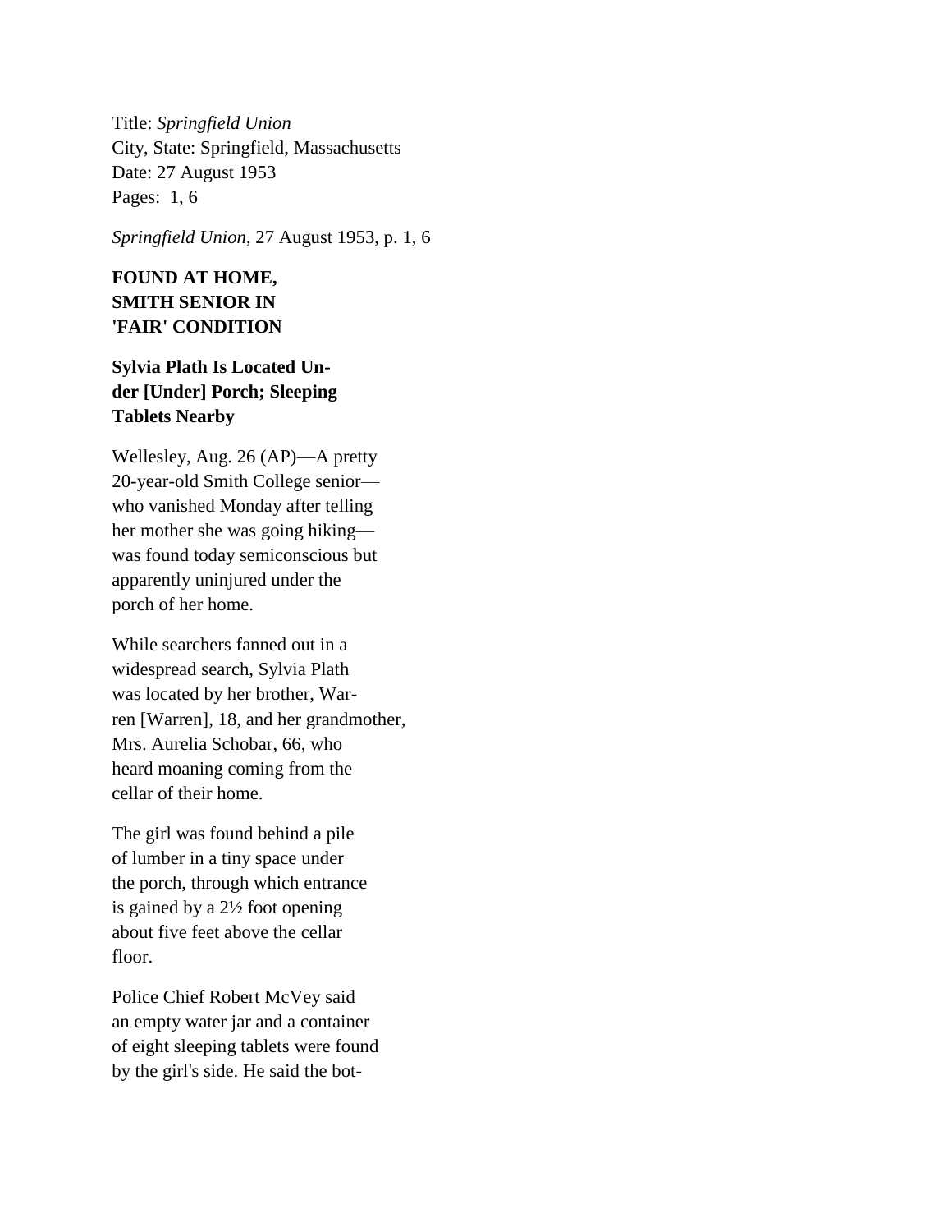Title: *Springfield Union*
City, State: Springfield, Massachusetts
Date: 27 August 1953
Pages: 1, 6

*Springfield Union*, 27 August 1953, p. 1, 6

**FOUND AT HOME, SMITH SENIOR IN 'FAIR' CONDITION**

**Sylvia Plath Is Located Un-der [Under] Porch; Sleeping Tablets Nearby**

Wellesley, Aug. 26 (AP)—A pretty 20-year-old Smith College senior—who vanished Monday after telling her mother she was going hiking—was found today semiconscious but apparently uninjured under the porch of her home.

While searchers fanned out in a widespread search, Sylvia Plath was located by her brother, War-ren [Warren], 18, and her grandmother, Mrs. Aurelia Schobar, 66, who heard moaning coming from the cellar of their home.

The girl was found behind a pile of lumber in a tiny space under the porch, through which entrance is gained by a 2½ foot opening about five feet above the cellar floor.

Police Chief Robert McVey said an empty water jar and a container of eight sleeping tablets were found by the girl's side. He said the bot-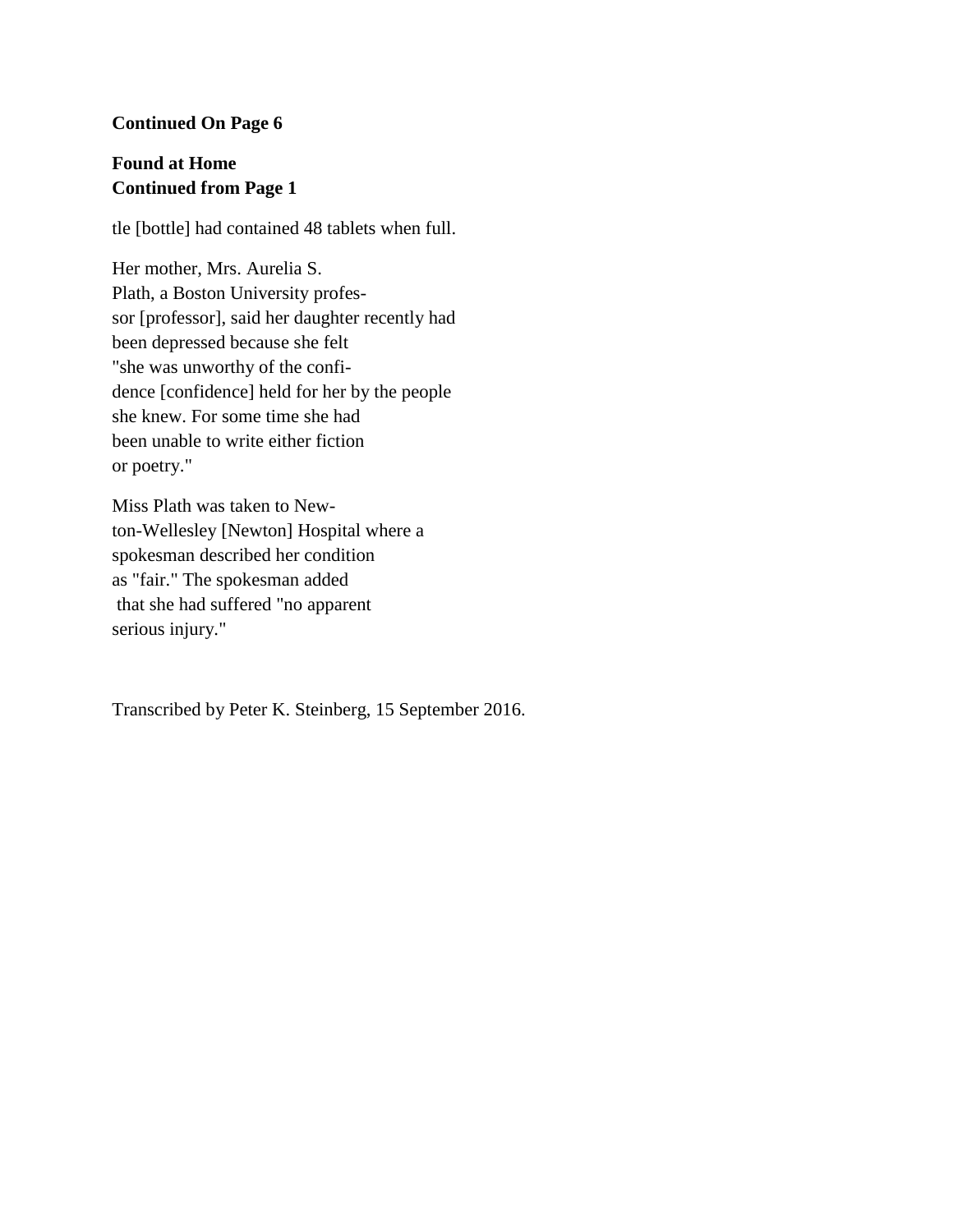**Continued On Page 6**

**Found at Home**
**Continued from Page 1**

tle [bottle] had contained 48 tablets when full.

Her mother, Mrs. Aurelia S. Plath, a Boston University profes-sor [professor], said her daughter recently had been depressed because she felt "she was unworthy of the confi-dence [confidence] held for her by the people she knew. For some time she had been unable to write either fiction or poetry."

Miss Plath was taken to New-ton-Wellesley [Newton] Hospital where a spokesman described her condition as "fair." The spokesman added that she had suffered "no apparent serious injury."

Transcribed by Peter K. Steinberg, 15 September 2016.